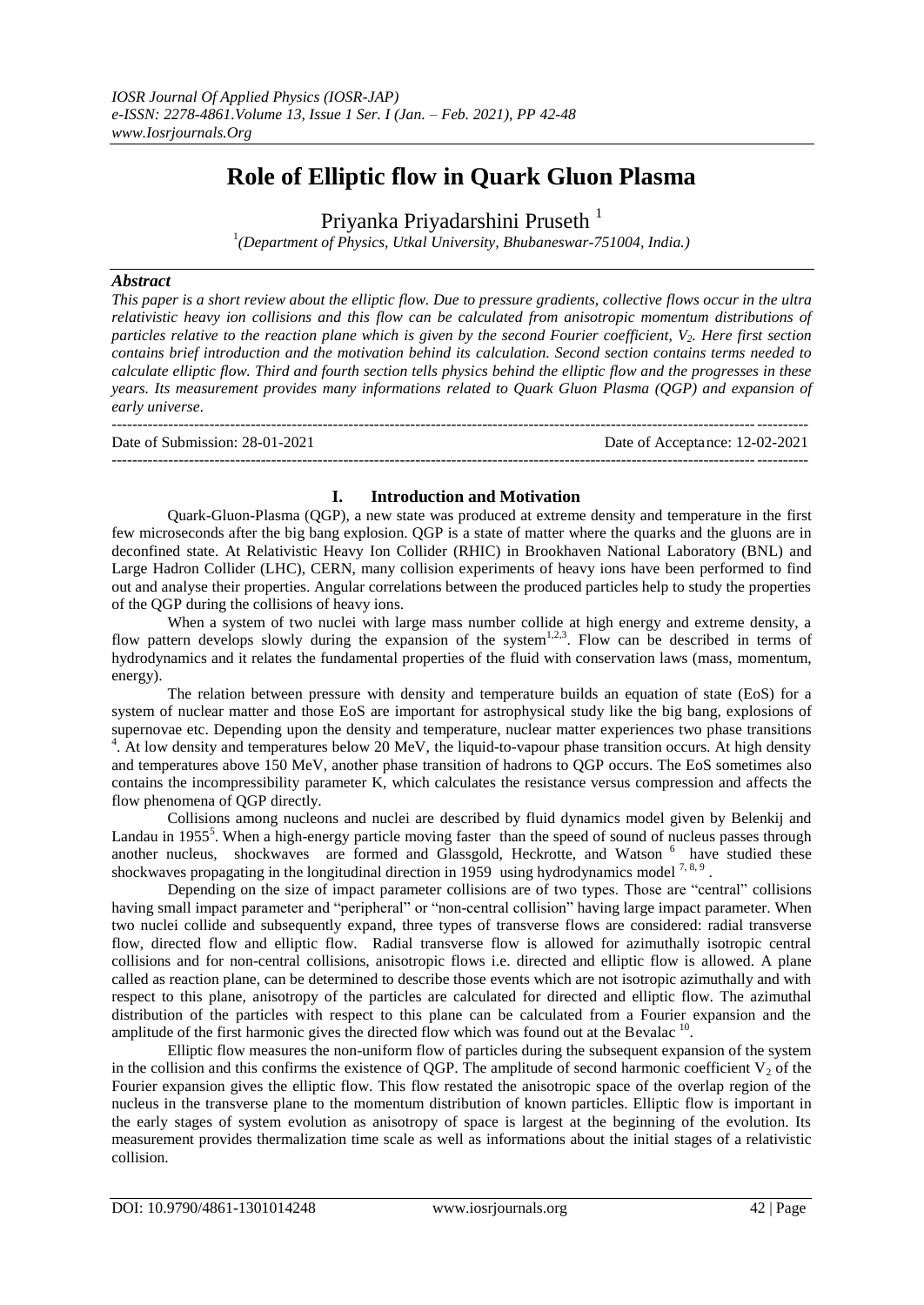# Role of Elliptic flow in Quark Gluon Plasma

Priyanka Priyadarshini Pruseth [1]

[1] *(Department of Physics, Utkal University, Bhubaneswar-751004, India.)*

### *Abstract*

*This paper is a short review about the elliptic flow. Due to pressure gradients, collective flows occur in the ultra relativistic heavy ion collisions and this flow can be calculated from anisotropic momentum distributions of particles relative to the reaction plane which is given by the second Fourier coefficient, $V_2$. Here first section contains brief introduction and the motivation behind its calculation. Second section contains terms needed to calculate elliptic flow. Third and fourth section tells physics behind the elliptic flow and the progresses in these years. Its measurement provides many informations related to Quark Gluon Plasma (QGP) and expansion of early universe.*

---

Date of Submission: 28-01-2021 Date of Acceptance: 12-02-2021

---

## I. Introduction and Motivation

Quark-Gluon-Plasma (QGP), a new state was produced at extreme density and temperature in the first few microseconds after the big bang explosion. QGP is a state of matter where the quarks and the gluons are in deconfined state. At Relativistic Heavy Ion Collider (RHIC) in Brookhaven National Laboratory (BNL) and Large Hadron Collider (LHC), CERN, many collision experiments of heavy ions have been performed to find out and analyse their properties. Angular correlations between the produced particles help to study the properties of the QGP during the collisions of heavy ions.

When a system of two nuclei with large mass number collide at high energy and extreme density, a flow pattern develops slowly during the expansion of the system[1,2,3]. Flow can be described in terms of hydrodynamics and it relates the fundamental properties of the fluid with conservation laws (mass, momentum, energy).

The relation between pressure with density and temperature builds an equation of state (EoS) for a system of nuclear matter and those EoS are important for astrophysical study like the big bang, explosions of supernovae etc. Depending upon the density and temperature, nuclear matter experiences two phase transitions [4]. At low density and temperatures below 20 MeV, the liquid-to-vapour phase transition occurs. At high density and temperatures above 150 MeV, another phase transition of hadrons to QGP occurs. The EoS sometimes also contains the incompressibility parameter K, which calculates the resistance versus compression and affects the flow phenomena of QGP directly.

Collisions among nucleons and nuclei are described by fluid dynamics model given by Belenkij and Landau in 1955[5]. When a high-energy particle moving faster than the speed of sound of nucleus passes through another nucleus, shockwaves are formed and Glassgold, Heckrotte, and Watson [6] have studied these shockwaves propagating in the longitudinal direction in 1959 using hydrodynamics model [7, 8, 9].

Depending on the size of impact parameter collisions are of two types. Those are "central" collisions having small impact parameter and "peripheral" or "non-central collision" having large impact parameter. When two nuclei collide and subsequently expand, three types of transverse flows are considered: radial transverse flow, directed flow and elliptic flow. Radial transverse flow is allowed for azimuthally isotropic central collisions and for non-central collisions, anisotropic flows i.e. directed and elliptic flow is allowed. A plane called as reaction plane, can be determined to describe those events which are not isotropic azimuthally and with respect to this plane, anisotropy of the particles are calculated for directed and elliptic flow. The azimuthal distribution of the particles with respect to this plane can be calculated from a Fourier expansion and the amplitude of the first harmonic gives the directed flow which was found out at the Bevalac [10].

Elliptic flow measures the non-uniform flow of particles during the subsequent expansion of the system in the collision and this confirms the existence of QGP. The amplitude of second harmonic coefficient $V_2$ of the Fourier expansion gives the elliptic flow. This flow restated the anisotropic space of the overlap region of the nucleus in the transverse plane to the momentum distribution of known particles. Elliptic flow is important in the early stages of system evolution as anisotropy of space is largest at the beginning of the evolution. Its measurement provides thermalization time scale as well as informations about the initial stages of a relativistic collision.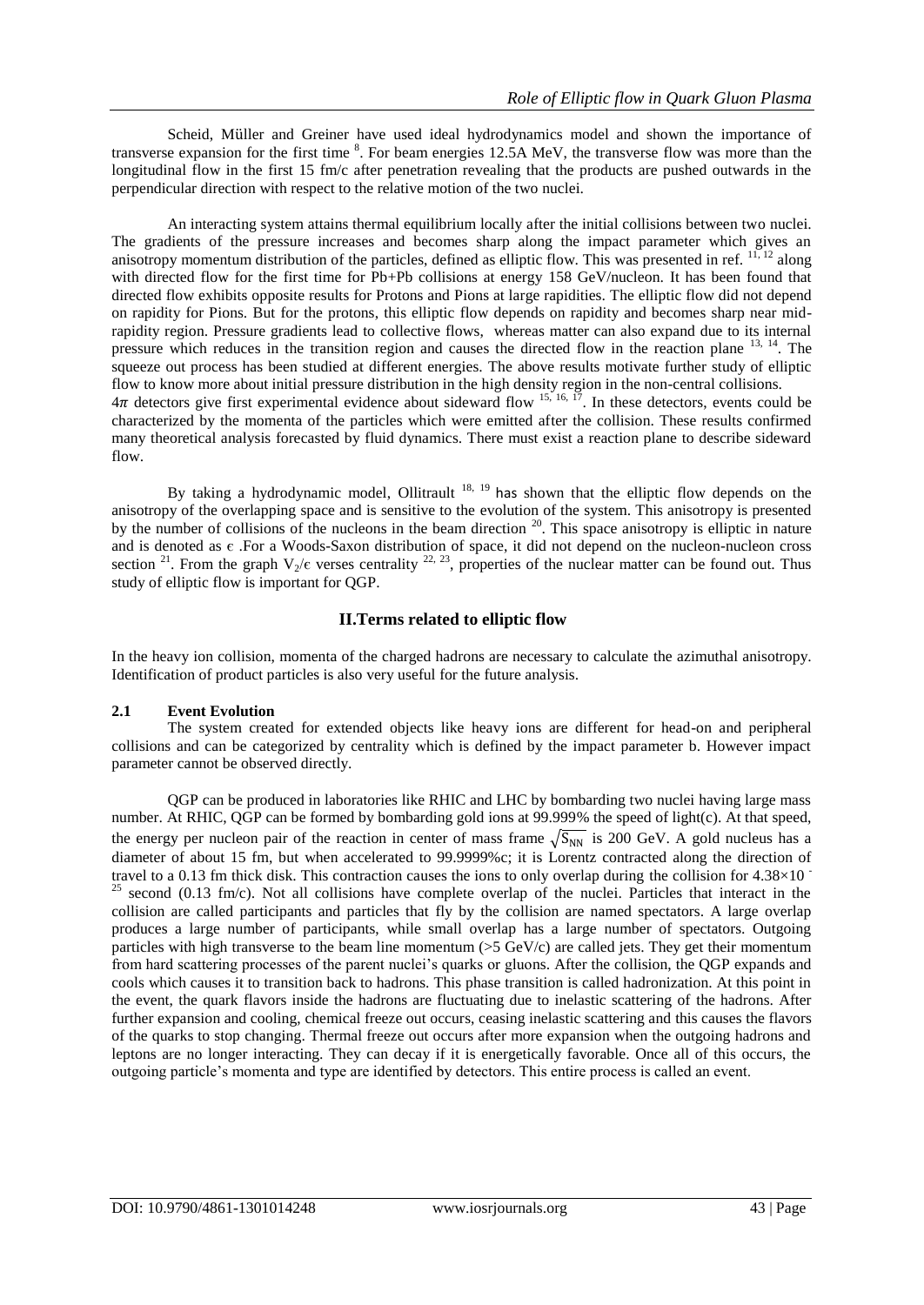Scheid, Müller and Greiner have used ideal hydrodynamics model and shown the importance of transverse expansion for the first time [8]. For beam energies 12.5A MeV, the transverse flow was more than the longitudinal flow in the first 15 fm/c after penetration revealing that the products are pushed outwards in the perpendicular direction with respect to the relative motion of the two nuclei.

An interacting system attains thermal equilibrium locally after the initial collisions between two nuclei. The gradients of the pressure increases and becomes sharp along the impact parameter which gives an anisotropy momentum distribution of the particles, defined as elliptic flow. This was presented in ref. [11, 12] along with directed flow for the first time for Pb+Pb collisions at energy 158 GeV/nucleon. It has been found that directed flow exhibits opposite results for Protons and Pions at large rapidities. The elliptic flow did not depend on rapidity for Pions. But for the protons, this elliptic flow depends on rapidity and becomes sharp near mid-rapidity region. Pressure gradients lead to collective flows, whereas matter can also expand due to its internal pressure which reduces in the transition region and causes the directed flow in the reaction plane [13, 14]. The squeeze out process has been studied at different energies. The above results motivate further study of elliptic flow to know more about initial pressure distribution in the high density region in the non-central collisions.
$4\pi$ detectors give first experimental evidence about sideward flow [15, 16, 17]. In these detectors, events could be characterized by the momenta of the particles which were emitted after the collision. These results confirmed many theoretical analysis forecasted by fluid dynamics. There must exist a reaction plane to describe sideward flow.

By taking a hydrodynamic model, Ollitrault [18, 19] has shown that the elliptic flow depends on the anisotropy of the overlapping space and is sensitive to the evolution of the system. This anisotropy is presented by the number of collisions of the nucleons in the beam direction [20]. This space anisotropy is elliptic in nature and is denoted as $\epsilon$ .For a Woods-Saxon distribution of space, it did not depend on the nucleon-nucleon cross section [21]. From the graph $V_2/\epsilon$ verses centrality [22, 23], properties of the nuclear matter can be found out. Thus study of elliptic flow is important for QGP.

## II.Terms related to elliptic flow

In the heavy ion collision, momenta of the charged hadrons are necessary to calculate the azimuthal anisotropy. Identification of product particles is also very useful for the future analysis.

### 2.1 Event Evolution

The system created for extended objects like heavy ions are different for head-on and peripheral collisions and can be categorized by centrality which is defined by the impact parameter b. However impact parameter cannot be observed directly.

QGP can be produced in laboratories like RHIC and LHC by bombarding two nuclei having large mass number. At RHIC, QGP can be formed by bombarding gold ions at 99.999% the speed of light(c). At that speed, the energy per nucleon pair of the reaction in center of mass frame $\sqrt{S_{NN}}$ is 200 GeV. A gold nucleus has a diameter of about 15 fm, but when accelerated to 99.9999%c; it is Lorentz contracted along the direction of travel to a 0.13 fm thick disk. This contraction causes the ions to only overlap during the collision for $4.38\times10^{-25}$ second (0.13 fm/c). Not all collisions have complete overlap of the nuclei. Particles that interact in the collision are called participants and particles that fly by the collision are named spectators. A large overlap produces a large number of participants, while small overlap has a large number of spectators. Outgoing particles with high transverse to the beam line momentum (>5 GeV/c) are called jets. They get their momentum from hard scattering processes of the parent nuclei's quarks or gluons. After the collision, the QGP expands and cools which causes it to transition back to hadrons. This phase transition is called hadronization. At this point in the event, the quark flavors inside the hadrons are fluctuating due to inelastic scattering of the hadrons. After further expansion and cooling, chemical freeze out occurs, ceasing inelastic scattering and this causes the flavors of the quarks to stop changing. Thermal freeze out occurs after more expansion when the outgoing hadrons and leptons are no longer interacting. They can decay if it is energetically favorable. Once all of this occurs, the outgoing particle's momenta and type are identified by detectors. This entire process is called an event.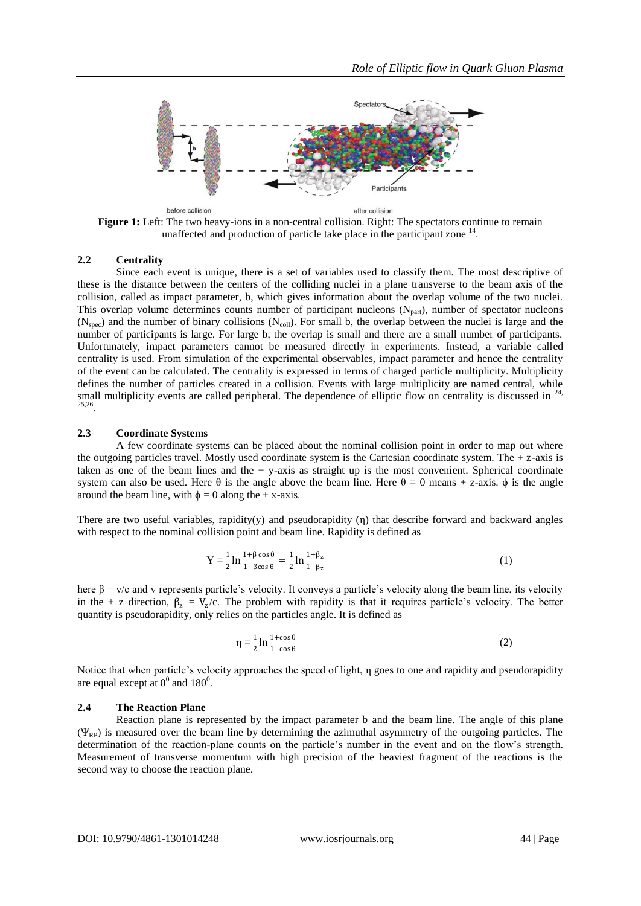**Figure 1:** Left: The two heavy-ions in a non-central collision. Right: The spectators continue to remain unaffected and production of particle take place in the participant zone [14].

### 2.2 Centrality

Since each event is unique, there is a set of variables used to classify them. The most descriptive of these is the distance between the centers of the colliding nuclei in a plane transverse to the beam axis of the collision, called as impact parameter, b, which gives information about the overlap volume of the two nuclei. This overlap volume determines counts number of participant nucleons ($N_{part}$), number of spectator nucleons ($N_{spec}$) and the number of binary collisions ($N_{coll}$). For small b, the overlap between the nuclei is large and the number of participants is large. For large b, the overlap is small and there are a small number of participants. Unfortunately, impact parameters cannot be measured directly in experiments. Instead, a variable called centrality is used. From simulation of the experimental observables, impact parameter and hence the centrality of the event can be calculated. The centrality is expressed in terms of charged particle multiplicity. Multiplicity defines the number of particles created in a collision. Events with large multiplicity are named central, while small multiplicity events are called peripheral. The dependence of elliptic flow on centrality is discussed in [24, 25,26].

### 2.3 Coordinate Systems

A few coordinate systems can be placed about the nominal collision point in order to map out where the outgoing particles travel. Mostly used coordinate system is the Cartesian coordinate system. The + z-axis is taken as one of the beam lines and the + y-axis as straight up is the most convenient. Spherical coordinate system can also be used. Here θ is the angle above the beam line. Here θ = 0 means + z-axis. ϕ is the angle around the beam line, with ϕ = 0 along the + x-axis.

There are two useful variables, rapidity(y) and pseudorapidity (η) that describe forward and backward angles with respect to the nominal collision point and beam line. Rapidity is defined as

$$Y = \frac{1}{2}\ln\frac{1+\beta\cos\theta}{1-\beta\cos\theta} = \frac{1}{2}\ln\frac{1+\beta_z}{1-\beta_z} \tag{1}$$

here $\beta = v/c$ and v represents particle's velocity. It conveys a particle's velocity along the beam line, its velocity in the + z direction, $\beta_z = V_z/c$. The problem with rapidity is that it requires particle's velocity. The better quantity is pseudorapidity, only relies on the particles angle. It is defined as

$$\eta = \frac{1}{2}\ln\frac{1+\cos\theta}{1-\cos\theta} \tag{2}$$

Notice that when particle's velocity approaches the speed of light, η goes to one and rapidity and pseudorapidity are equal except at $0^0$ and $180^0$.

### 2.4 The Reaction Plane

Reaction plane is represented by the impact parameter b and the beam line. The angle of this plane ($\Psi_{RP}$) is measured over the beam line by determining the azimuthal asymmetry of the outgoing particles. The determination of the reaction-plane counts on the particle's number in the event and on the flow's strength. Measurement of transverse momentum with high precision of the heaviest fragment of the reactions is the second way to choose the reaction plane.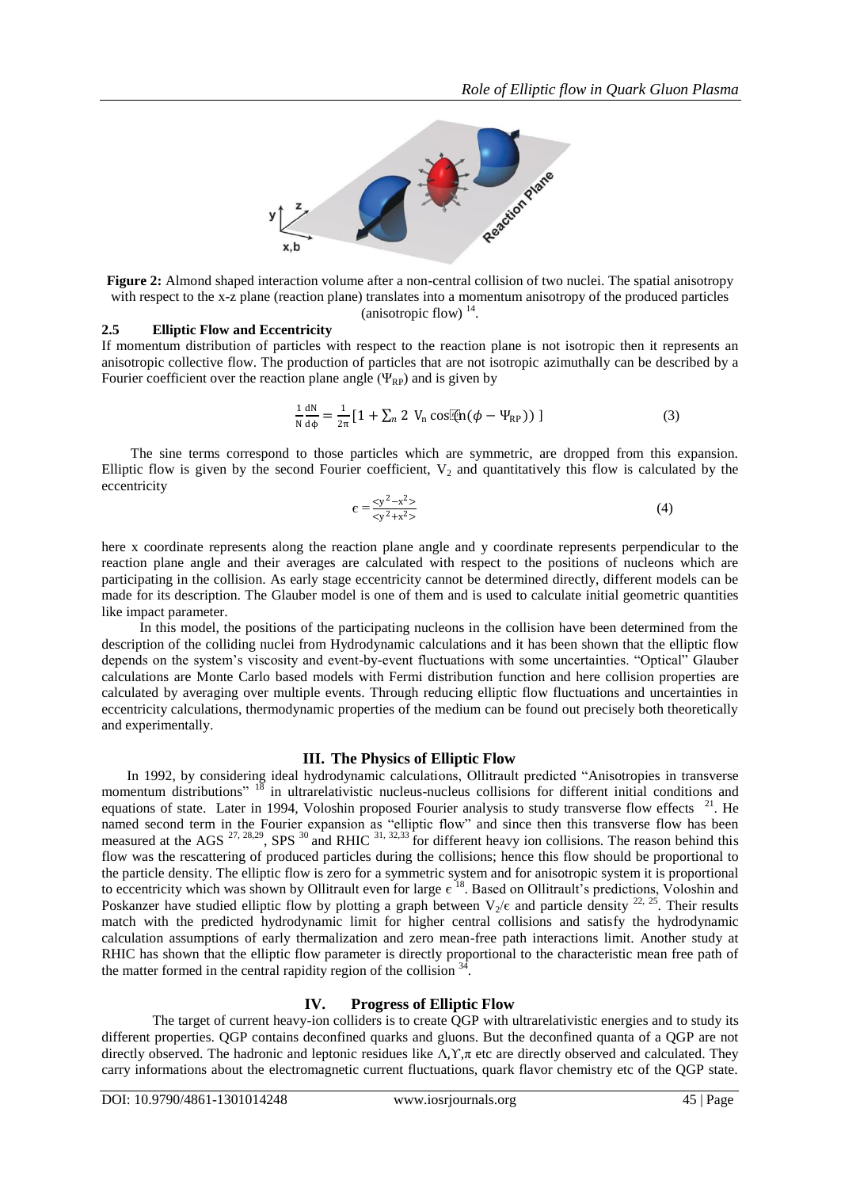**Figure 2:** Almond shaped interaction volume after a non-central collision of two nuclei. The spatial anisotropy with respect to the x-z plane (reaction plane) translates into a momentum anisotropy of the produced particles (anisotropic flow) [14].

### 2.5 Elliptic Flow and Eccentricity

If momentum distribution of particles with respect to the reaction plane is not isotropic then it represents an anisotropic collective flow. The production of particles that are not isotropic azimuthally can be described by a Fourier coefficient over the reaction plane angle ($\Psi_{RP}$) and is given by

$$\frac{1}{N}\frac{dN}{d\phi} = \frac{1}{2\pi}\left[1 + \sum_n 2\ V_n \cos(n(\phi - \Psi_{RP}))\right] \quad (3)$$

The sine terms correspond to those particles which are symmetric, are dropped from this expansion. Elliptic flow is given by the second Fourier coefficient, $V_2$ and quantitatively this flow is calculated by the eccentricity

$$\epsilon = \frac{<y^2 - x^2>}{<y^2 + x^2>} \quad (4)$$

here x coordinate represents along the reaction plane angle and y coordinate represents perpendicular to the reaction plane angle and their averages are calculated with respect to the positions of nucleons which are participating in the collision. As early stage eccentricity cannot be determined directly, different models can be made for its description. The Glauber model is one of them and is used to calculate initial geometric quantities like impact parameter.

In this model, the positions of the participating nucleons in the collision have been determined from the description of the colliding nuclei from Hydrodynamic calculations and it has been shown that the elliptic flow depends on the system's viscosity and event-by-event fluctuations with some uncertainties. "Optical" Glauber calculations are Monte Carlo based models with Fermi distribution function and here collision properties are calculated by averaging over multiple events. Through reducing elliptic flow fluctuations and uncertainties in eccentricity calculations, thermodynamic properties of the medium can be found out precisely both theoretically and experimentally.

## III. The Physics of Elliptic Flow

In 1992, by considering ideal hydrodynamic calculations, Ollitrault predicted "Anisotropies in transverse momentum distributions" [18] in ultrarelativistic nucleus-nucleus collisions for different initial conditions and equations of state. Later in 1994, Voloshin proposed Fourier analysis to study transverse flow effects [21]. He named second term in the Fourier expansion as "elliptic flow" and since then this transverse flow has been measured at the AGS [27, 28,29], SPS [30] and RHIC [31, 32,33] for different heavy ion collisions. The reason behind this flow was the rescattering of produced particles during the collisions; hence this flow should be proportional to the particle density. The elliptic flow is zero for a symmetric system and for anisotropic system it is proportional to eccentricity which was shown by Ollitrault even for large $\epsilon$ [18]. Based on Ollitrault's predictions, Voloshin and Poskanzer have studied elliptic flow by plotting a graph between $V_2/\epsilon$ and particle density [22, 25]. Their results match with the predicted hydrodynamic limit for higher central collisions and satisfy the hydrodynamic calculation assumptions of early thermalization and zero mean-free path interactions limit. Another study at RHIC has shown that the elliptic flow parameter is directly proportional to the characteristic mean free path of the matter formed in the central rapidity region of the collision [34].

## IV. Progress of Elliptic Flow

The target of current heavy-ion colliders is to create QGP with ultrarelativistic energies and to study its different properties. QGP contains deconfined quarks and gluons. But the deconfined quanta of a QGP are not directly observed. The hadronic and leptonic residues like $\Lambda, \Upsilon, \pi$ etc are directly observed and calculated. They carry informations about the electromagnetic current fluctuations, quark flavor chemistry etc of the QGP state.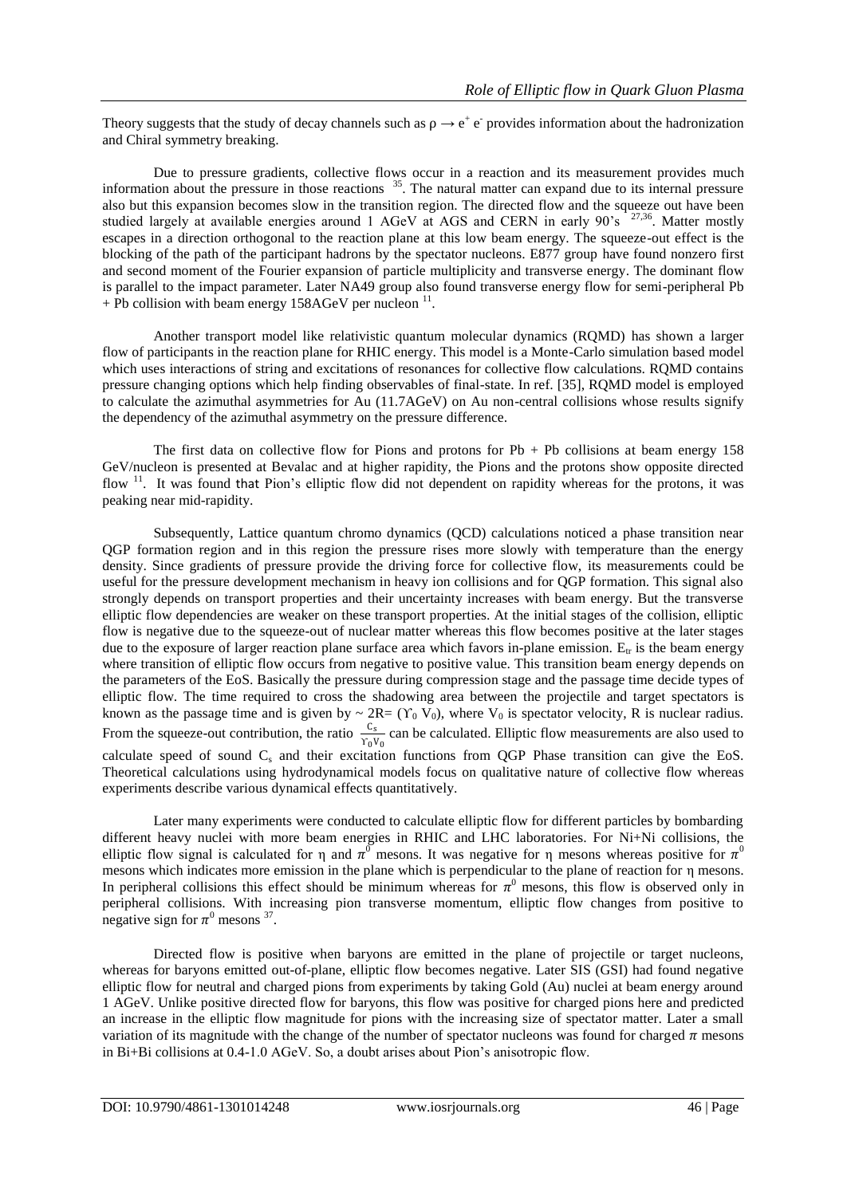Theory suggests that the study of decay channels such as $\rho \rightarrow e^{+} e^{-}$ provides information about the hadronization and Chiral symmetry breaking.

Due to pressure gradients, collective flows occur in a reaction and its measurement provides much information about the pressure in those reactions [35]. The natural matter can expand due to its internal pressure also but this expansion becomes slow in the transition region. The directed flow and the squeeze out have been studied largely at available energies around 1 AGeV at AGS and CERN in early 90's [27,36]. Matter mostly escapes in a direction orthogonal to the reaction plane at this low beam energy. The squeeze-out effect is the blocking of the path of the participant hadrons by the spectator nucleons. E877 group have found nonzero first and second moment of the Fourier expansion of particle multiplicity and transverse energy. The dominant flow is parallel to the impact parameter. Later NA49 group also found transverse energy flow for semi-peripheral Pb + Pb collision with beam energy 158AGeV per nucleon [11].

Another transport model like relativistic quantum molecular dynamics (RQMD) has shown a larger flow of participants in the reaction plane for RHIC energy. This model is a Monte-Carlo simulation based model which uses interactions of string and excitations of resonances for collective flow calculations. RQMD contains pressure changing options which help finding observables of final-state. In ref. [35], RQMD model is employed to calculate the azimuthal asymmetries for Au (11.7AGeV) on Au non-central collisions whose results signify the dependency of the azimuthal asymmetry on the pressure difference.

The first data on collective flow for Pions and protons for Pb + Pb collisions at beam energy 158 GeV/nucleon is presented at Bevalac and at higher rapidity, the Pions and the protons show opposite directed flow [11]. It was found that Pion's elliptic flow did not dependent on rapidity whereas for the protons, it was peaking near mid-rapidity.

Subsequently, Lattice quantum chromo dynamics (QCD) calculations noticed a phase transition near QGP formation region and in this region the pressure rises more slowly with temperature than the energy density. Since gradients of pressure provide the driving force for collective flow, its measurements could be useful for the pressure development mechanism in heavy ion collisions and for QGP formation. This signal also strongly depends on transport properties and their uncertainty increases with beam energy. But the transverse elliptic flow dependencies are weaker on these transport properties. At the initial stages of the collision, elliptic flow is negative due to the squeeze-out of nuclear matter whereas this flow becomes positive at the later stages due to the exposure of larger reaction plane surface area which favors in-plane emission. $E_{tr}$ is the beam energy where transition of elliptic flow occurs from negative to positive value. This transition beam energy depends on the parameters of the EoS. Basically the pressure during compression stage and the passage time decide types of elliptic flow. The time required to cross the shadowing area between the projectile and target spectators is known as the passage time and is given by $\sim 2R = (\Upsilon_0 V_0)$, where $V_0$ is spectator velocity, R is nuclear radius. From the squeeze-out contribution, the ratio $\frac{C_s}{\Upsilon_0 V_0}$ can be calculated. Elliptic flow measurements are also used to calculate speed of sound $C_s$ and their excitation functions from QGP Phase transition can give the EoS. Theoretical calculations using hydrodynamical models focus on qualitative nature of collective flow whereas experiments describe various dynamical effects quantitatively.

Later many experiments were conducted to calculate elliptic flow for different particles by bombarding different heavy nuclei with more beam energies in RHIC and LHC laboratories. For Ni+Ni collisions, the elliptic flow signal is calculated for η and $\pi^0$ mesons. It was negative for η mesons whereas positive for $\pi^0$ mesons which indicates more emission in the plane which is perpendicular to the plane of reaction for η mesons. In peripheral collisions this effect should be minimum whereas for $\pi^0$ mesons, this flow is observed only in peripheral collisions. With increasing pion transverse momentum, elliptic flow changes from positive to negative sign for $\pi^0$ mesons [37].

Directed flow is positive when baryons are emitted in the plane of projectile or target nucleons, whereas for baryons emitted out-of-plane, elliptic flow becomes negative. Later SIS (GSI) had found negative elliptic flow for neutral and charged pions from experiments by taking Gold (Au) nuclei at beam energy around 1 AGeV. Unlike positive directed flow for baryons, this flow was positive for charged pions here and predicted an increase in the elliptic flow magnitude for pions with the increasing size of spectator matter. Later a small variation of its magnitude with the change of the number of spectator nucleons was found for charged $\pi$ mesons in Bi+Bi collisions at 0.4-1.0 AGeV. So, a doubt arises about Pion's anisotropic flow.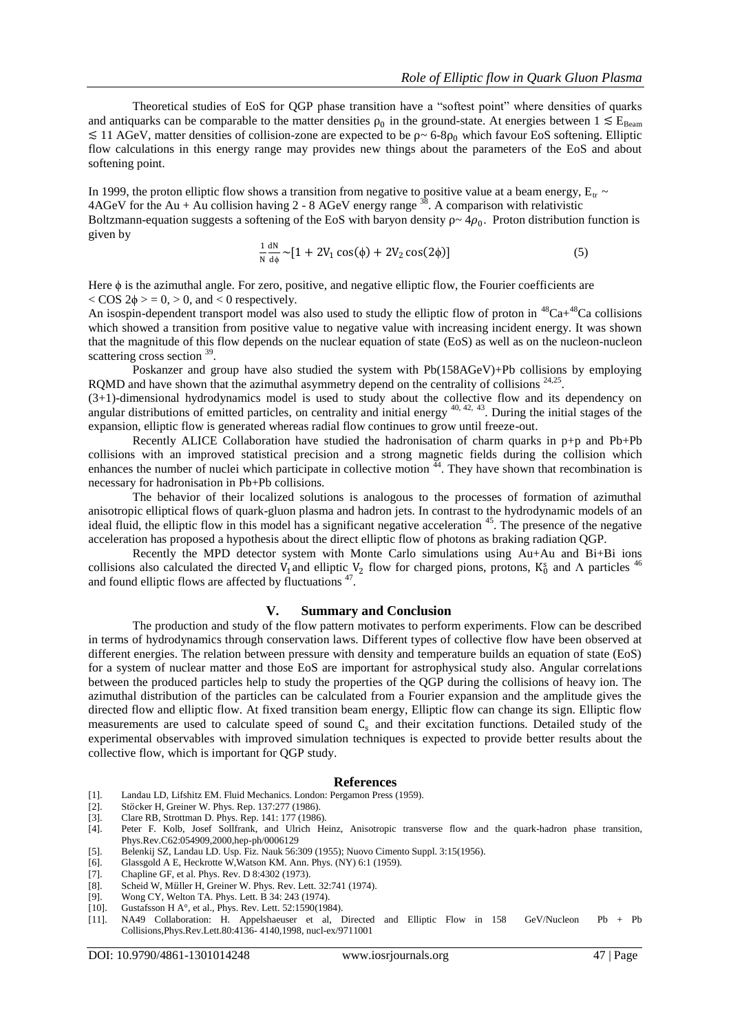Theoretical studies of EoS for QGP phase transition have a "softest point" where densities of quarks and antiquarks can be comparable to the matter densities $\rho_0$ in the ground-state. At energies between $1 \lesssim E_{Beam} \lesssim 11$ AGeV, matter densities of collision-zone are expected to be $\rho \sim 6\text{-}8\rho_0$ which favour EoS softening. Elliptic flow calculations in this energy range may provides new things about the parameters of the EoS and about softening point.

In 1999, the proton elliptic flow shows a transition from negative to positive value at a beam energy, $E_{tr} \sim$ 4AGeV for the Au + Au collision having 2 - 8 AGeV energy range [38]. A comparison with relativistic Boltzmann-equation suggests a softening of the EoS with baryon density $\rho \sim 4\rho_0$. Proton distribution function is given by

$$\frac{1}{N}\frac{dN}{d\phi} \sim [1 + 2V_1 \cos(\phi) + 2V_2 \cos(2\phi)] \qquad (5)$$

Here $\phi$ is the azimuthal angle. For zero, positive, and negative elliptic flow, the Fourier coefficients are $< \mathrm{COS}\ 2\phi > = 0$, $> 0$, and $< 0$ respectively.

An isospin-dependent transport model was also used to study the elliptic flow of proton in $^{48}Ca+^{48}Ca$ collisions which showed a transition from positive value to negative value with increasing incident energy. It was shown that the magnitude of this flow depends on the nuclear equation of state (EoS) as well as on the nucleon-nucleon scattering cross section [39].

Poskanzer and group have also studied the system with Pb(158AGeV)+Pb collisions by employing RQMD and have shown that the azimuthal asymmetry depend on the centrality of collisions [24,25].

(3+1)-dimensional hydrodynamics model is used to study about the collective flow and its dependency on angular distributions of emitted particles, on centrality and initial energy [40, 42, 43]. During the initial stages of the expansion, elliptic flow is generated whereas radial flow continues to grow until freeze-out.

Recently ALICE Collaboration have studied the hadronisation of charm quarks in p+p and Pb+Pb collisions with an improved statistical precision and a strong magnetic fields during the collision which enhances the number of nuclei which participate in collective motion [44]. They have shown that recombination is necessary for hadronisation in Pb+Pb collisions.

The behavior of their localized solutions is analogous to the processes of formation of azimuthal anisotropic elliptical flows of quark-gluon plasma and hadron jets. In contrast to the hydrodynamic models of an ideal fluid, the elliptic flow in this model has a significant negative acceleration [45]. The presence of the negative acceleration has proposed a hypothesis about the direct elliptic flow of photons as braking radiation QGP.

Recently the MPD detector system with Monte Carlo simulations using Au+Au and Bi+Bi ions collisions also calculated the directed $V_1$ and elliptic $V_2$ flow for charged pions, protons, $K_0^s$ and $\Lambda$ particles [46] and found elliptic flows are affected by fluctuations [47].

## V. Summary and Conclusion

The production and study of the flow pattern motivates to perform experiments. Flow can be described in terms of hydrodynamics through conservation laws. Different types of collective flow have been observed at different energies. The relation between pressure with density and temperature builds an equation of state (EoS) for a system of nuclear matter and those EoS are important for astrophysical study also. Angular correlations between the produced particles help to study the properties of the QGP during the collisions of heavy ion. The azimuthal distribution of the particles can be calculated from a Fourier expansion and the amplitude gives the directed flow and elliptic flow. At fixed transition beam energy, Elliptic flow can change its sign. Elliptic flow measurements are used to calculate speed of sound $C_s$ and their excitation functions. Detailed study of the experimental observables with improved simulation techniques is expected to provide better results about the collective flow, which is important for QGP study.

## References

[1]. Landau LD, Lifshitz EM. Fluid Mechanics. London: Pergamon Press (1959).
[2]. Stöcker H, Greiner W. Phys. Rep. 137:277 (1986).
[3]. Clare RB, Strottman D. Phys. Rep. 141: 177 (1986).
[4]. Peter F. Kolb, Josef Sollfrank, and Ulrich Heinz, Anisotropic transverse flow and the quark-hadron phase transition, Phys.Rev.C62:054909,2000,hep-ph/0006129
[5]. Belenkij SZ, Landau LD. Usp. Fiz. Nauk 56:309 (1955); Nuovo Cimento Suppl. 3:15(1956).
[6]. Glassgold A E, Heckrotte W,Watson KM. Ann. Phys. (NY) 6:1 (1959).
[7]. Chapline GF, et al. Phys. Rev. D 8:4302 (1973).
[8]. Scheid W, Müller H, Greiner W. Phys. Rev. Lett. 32:741 (1974).
[9]. Wong CY, Welton TA. Phys. Lett. B 34: 243 (1974).
[10]. Gustafsson H A°, et al., Phys. Rev. Lett. 52:1590(1984).
[11]. NA49 Collaboration: H. Appelshaeuser et al, Directed and Elliptic Flow in 158 GeV/Nucleon Pb + Pb Collisions,Phys.Rev.Lett.80:4136- 4140,1998, nucl-ex/9711001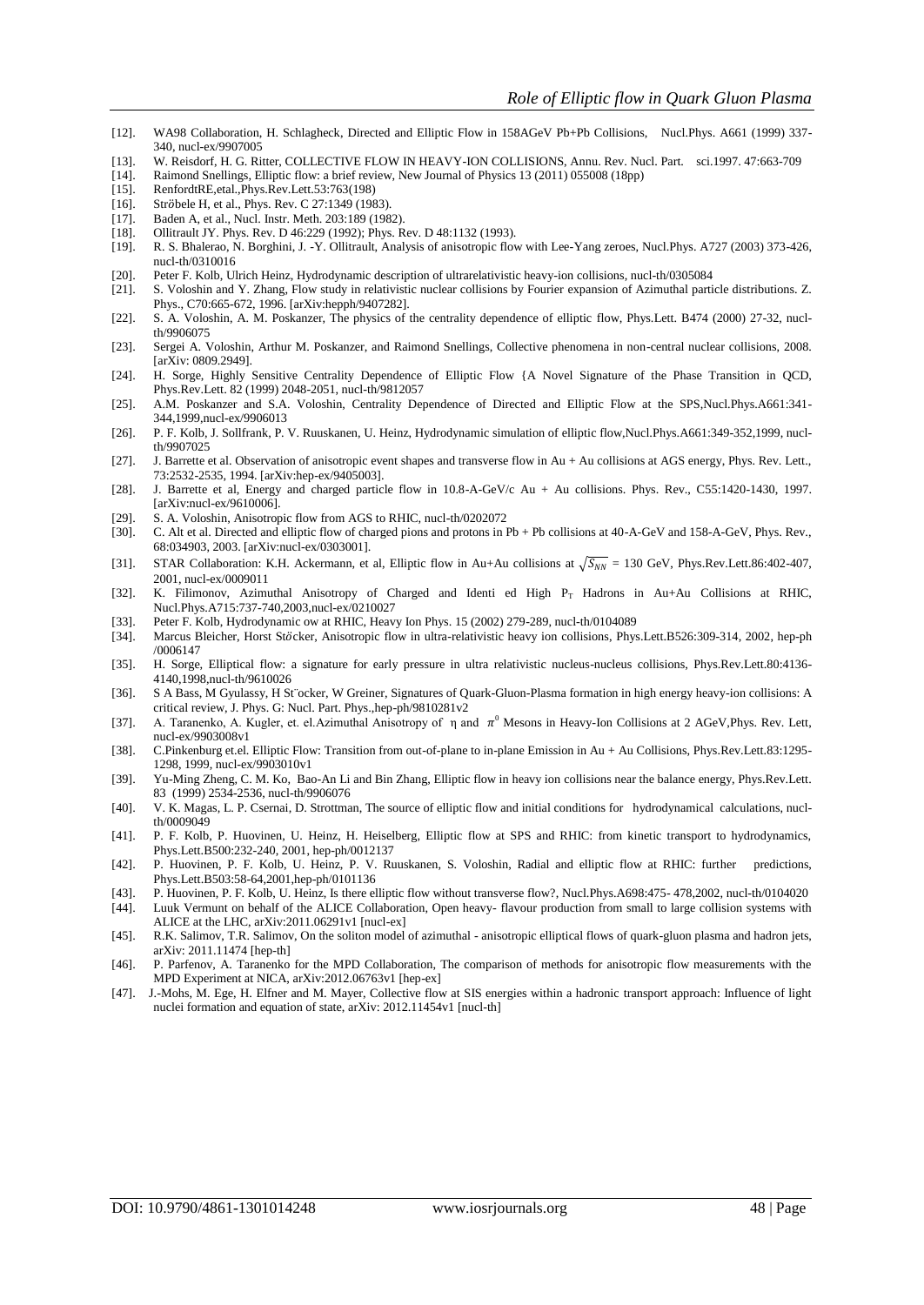[12]. WA98 Collaboration, H. Schlagheck, Directed and Elliptic Flow in 158AGeV Pb+Pb Collisions, Nucl.Phys. A661 (1999) 337-340, nucl-ex/9907005

[13]. W. Reisdorf, H. G. Ritter, COLLECTIVE FLOW IN HEAVY-ION COLLISIONS, Annu. Rev. Nucl. Part. sci.1997. 47:663-709

[14]. Raimond Snellings, Elliptic flow: a brief review, New Journal of Physics 13 (2011) 055008 (18pp)

[15]. RenfordtRE,etal.,Phys.Rev.Lett.53:763(198)

[16]. Ströbele H, et al., Phys. Rev. C 27:1349 (1983).

[17]. Baden A, et al., Nucl. Instr. Meth. 203:189 (1982).

[18]. Ollitrault JY. Phys. Rev. D 46:229 (1992); Phys. Rev. D 48:1132 (1993).

[19]. R. S. Bhalerao, N. Borghini, J. -Y. Ollitrault, Analysis of anisotropic flow with Lee-Yang zeroes, Nucl.Phys. A727 (2003) 373-426, nucl-th/0310016

[20]. Peter F. Kolb, Ulrich Heinz, Hydrodynamic description of ultrarelativistic heavy-ion collisions, nucl-th/0305084

[21]. S. Voloshin and Y. Zhang, Flow study in relativistic nuclear collisions by Fourier expansion of Azimuthal particle distributions. Z. Phys., C70:665-672, 1996. [arXiv:hepph/9407282].

[22]. S. A. Voloshin, A. M. Poskanzer, The physics of the centrality dependence of elliptic flow, Phys.Lett. B474 (2000) 27-32, nucl-th/9906075

[23]. Sergei A. Voloshin, Arthur M. Poskanzer, and Raimond Snellings, Collective phenomena in non-central nuclear collisions, 2008. [arXiv: 0809.2949].

[24]. H. Sorge, Highly Sensitive Centrality Dependence of Elliptic Flow {A Novel Signature of the Phase Transition in QCD, Phys.Rev.Lett. 82 (1999) 2048-2051, nucl-th/9812057

[25]. A.M. Poskanzer and S.A. Voloshin, Centrality Dependence of Directed and Elliptic Flow at the SPS,Nucl.Phys.A661:341-344,1999,nucl-ex/9906013

[26]. P. F. Kolb, J. Sollfrank, P. V. Ruuskanen, U. Heinz, Hydrodynamic simulation of elliptic flow,Nucl.Phys.A661:349-352,1999, nucl-th/9907025

[27]. J. Barrette et al. Observation of anisotropic event shapes and transverse flow in Au + Au collisions at AGS energy, Phys. Rev. Lett., 73:2532-2535, 1994. [arXiv:hep-ex/9405003].

[28]. J. Barrette et al, Energy and charged particle flow in 10.8-A-GeV/c Au + Au collisions. Phys. Rev., C55:1420-1430, 1997. [arXiv:nucl-ex/9610006].

[29]. S. A. Voloshin, Anisotropic flow from AGS to RHIC, nucl-th/0202072

[30]. C. Alt et al. Directed and elliptic flow of charged pions and protons in Pb + Pb collisions at 40-A-GeV and 158-A-GeV, Phys. Rev., 68:034903, 2003. [arXiv:nucl-ex/0303001].

[31]. STAR Collaboration: K.H. Ackermann, et al, Elliptic flow in Au+Au collisions at $\sqrt{S_{NN}}$ = 130 GeV, Phys.Rev.Lett.86:402-407, 2001, nucl-ex/0009011

[32]. K. Filimonov, Azimuthal Anisotropy of Charged and Identi ed High $P_T$ Hadrons in Au+Au Collisions at RHIC, Nucl.Phys.A715:737-740,2003,nucl-ex/0210027

[33]. Peter F. Kolb, Hydrodynamic ow at RHIC, Heavy Ion Phys. 15 (2002) 279-289, nucl-th/0104089

[34]. Marcus Bleicher, Horst Stöcker, Anisotropic flow in ultra-relativistic heavy ion collisions, Phys.Lett.B526:309-314, 2002, hep-ph /0006147

[35]. H. Sorge, Elliptical flow: a signature for early pressure in ultra relativistic nucleus-nucleus collisions, Phys.Rev.Lett.80:4136-4140,1998,nucl-th/9610026

[36]. S A Bass, M Gyulassy, H St¨ocker, W Greiner, Signatures of Quark-Gluon-Plasma formation in high energy heavy-ion collisions: A critical review, J. Phys. G: Nucl. Part. Phys.,hep-ph/9810281v2

[37]. A. Taranenko, A. Kugler, et. el.Azimuthal Anisotropy of η and $\pi^0$ Mesons in Heavy-Ion Collisions at 2 AGeV,Phys. Rev. Lett, nucl-ex/9903008v1

[38]. C.Pinkenburg et.el. Elliptic Flow: Transition from out-of-plane to in-plane Emission in Au + Au Collisions, Phys.Rev.Lett.83:1295-1298, 1999, nucl-ex/9903010v1

[39]. Yu-Ming Zheng, C. M. Ko, Bao-An Li and Bin Zhang, Elliptic flow in heavy ion collisions near the balance energy, Phys.Rev.Lett. 83 (1999) 2534-2536, nucl-th/9906076

[40]. V. K. Magas, L. P. Csernai, D. Strottman, The source of elliptic flow and initial conditions for hydrodynamical calculations, nucl-th/0009049

[41]. P. F. Kolb, P. Huovinen, U. Heinz, H. Heiselberg, Elliptic flow at SPS and RHIC: from kinetic transport to hydrodynamics, Phys.Lett.B500:232-240, 2001, hep-ph/0012137

[42]. P. Huovinen, P. F. Kolb, U. Heinz, P. V. Ruuskanen, S. Voloshin, Radial and elliptic flow at RHIC: further predictions, Phys.Lett.B503:58-64,2001,hep-ph/0101136

[43]. P. Huovinen, P. F. Kolb, U. Heinz, Is there elliptic flow without transverse flow?, Nucl.Phys.A698:475- 478,2002, nucl-th/0104020

[44]. Luuk Vermunt on behalf of the ALICE Collaboration, Open heavy- flavour production from small to large collision systems with ALICE at the LHC, arXiv:2011.06291v1 [nucl-ex]

[45]. R.K. Salimov, T.R. Salimov, On the soliton model of azimuthal - anisotropic elliptical flows of quark-gluon plasma and hadron jets, arXiv: 2011.11474 [hep-th]

[46]. P. Parfenov, A. Taranenko for the MPD Collaboration, The comparison of methods for anisotropic flow measurements with the MPD Experiment at NICA, arXiv:2012.06763v1 [hep-ex]

[47]. J.-Mohs, M. Ege, H. Elfner and M. Mayer, Collective flow at SIS energies within a hadronic transport approach: Influence of light nuclei formation and equation of state, arXiv: 2012.11454v1 [nucl-th]